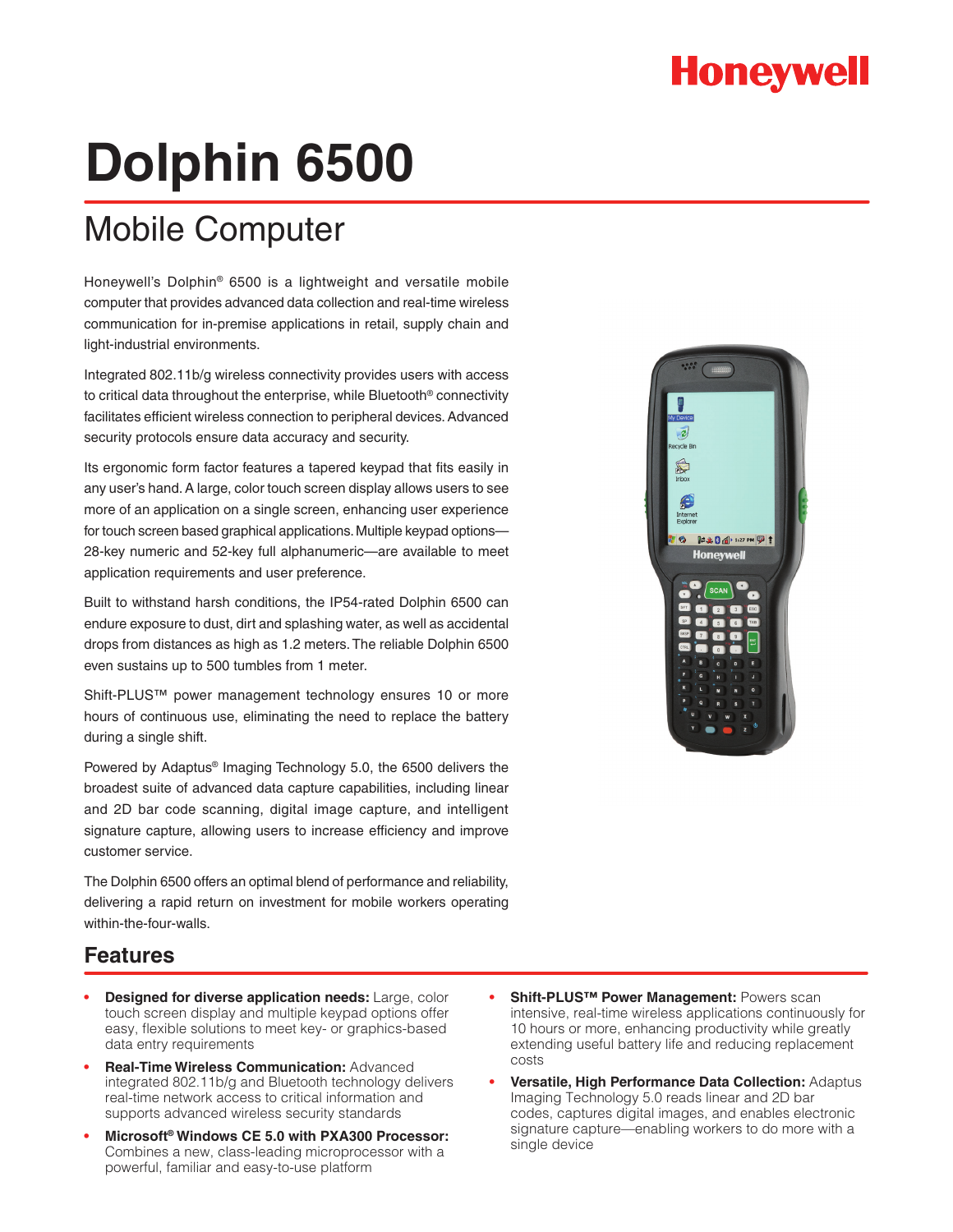Honeywell

# Dolphin 6500

## Mobile Computer

Honeywell's Dolphin® 6500 is a lightweight and versatile mobile computer that provides advanced data collection and real-time wireless communication for in-premise applications in retail, supply chain and light-industrial environments.

Integrated 802.11b/g wireless connectivity provides users with access to critical data throughout the enterprise, while Bluetooth® connectivity facilitates efficient wireless connection to peripheral devices. Advanced security protocols ensure data accuracy and security.

Its ergonomic form factor features a tapered keypad that fits easily in any user's hand. A large, color touch screen display allows users to see more of an application on a single screen, enhancing user experience for touch screen based graphical applications. Multiple keypad options—28-key numeric and 52-key full alphanumeric—are available to meet application requirements and user preference.

Built to withstand harsh conditions, the IP54-rated Dolphin 6500 can endure exposure to dust, dirt and splashing water, as well as accidental drops from distances as high as 1.2 meters. The reliable Dolphin 6500 even sustains up to 500 tumbles from 1 meter.

Shift-PLUS™ power management technology ensures 10 or more hours of continuous use, eliminating the need to replace the battery during a single shift.

Powered by Adaptus® Imaging Technology 5.0, the 6500 delivers the broadest suite of advanced data capture capabilities, including linear and 2D bar code scanning, digital image capture, and intelligent signature capture, allowing users to increase efficiency and improve customer service.

The Dolphin 6500 offers an optimal blend of performance and reliability, delivering a rapid return on investment for mobile workers operating within-the-four-walls.

## Features

- **Designed for diverse application needs:** Large, color touch screen display and multiple keypad options offer easy, flexible solutions to meet key- or graphics-based data entry requirements
- **Real-Time Wireless Communication:** Advanced integrated 802.11b/g and Bluetooth technology delivers real-time network access to critical information and supports advanced wireless security standards
- **Microsoft® Windows CE 5.0 with PXA300 Processor:** Combines a new, class-leading microprocessor with a powerful, familiar and easy-to-use platform
- **Shift-PLUS™ Power Management:** Powers scan intensive, real-time wireless applications continuously for 10 hours or more, enhancing productivity while greatly extending useful battery life and reducing replacement costs
- **Versatile, High Performance Data Collection:** Adaptus Imaging Technology 5.0 reads linear and 2D bar codes, captures digital images, and enables electronic signature capture—enabling workers to do more with a single device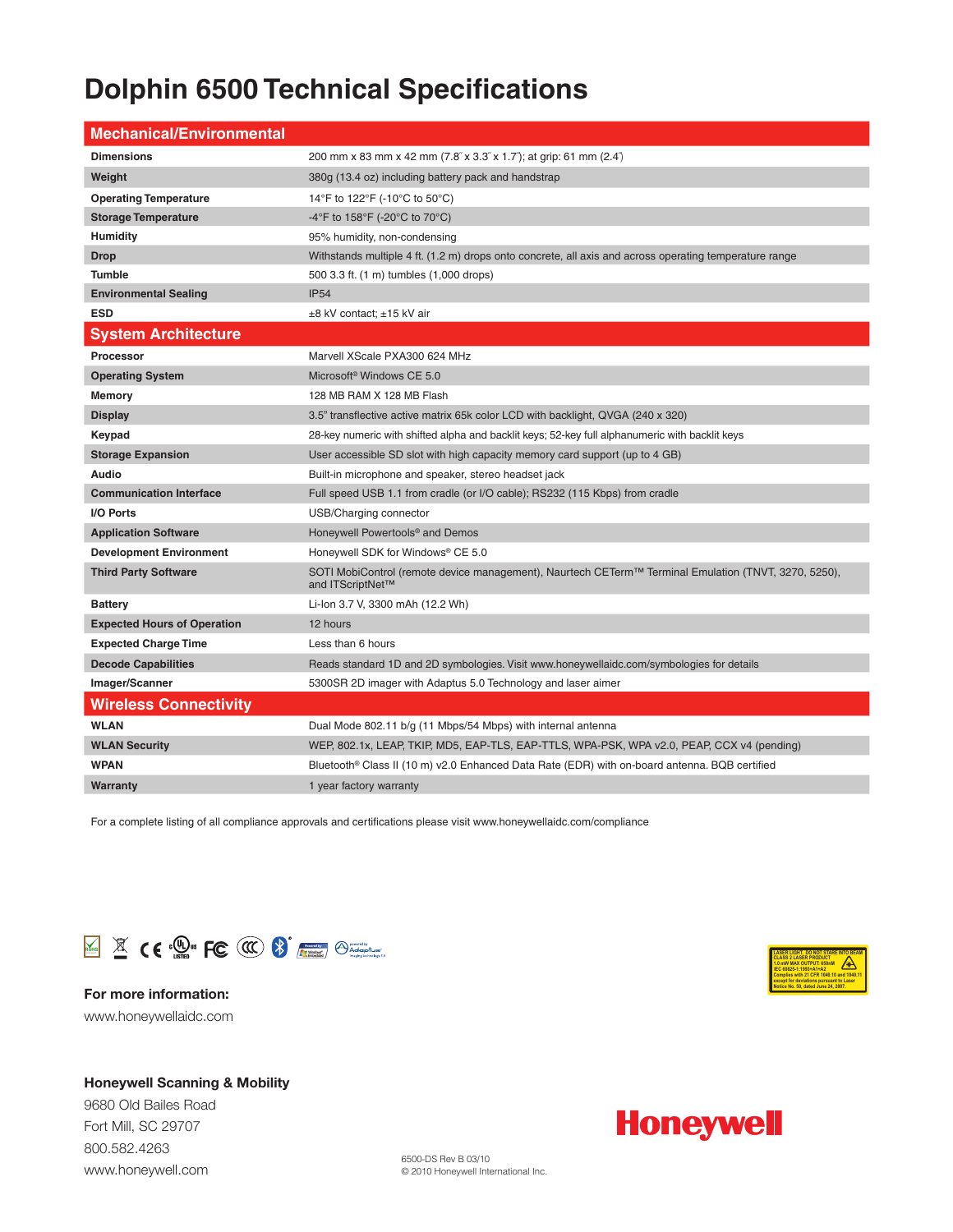# Dolphin 6500 Technical Specifications

| | |
|---|---|
| **Mechanical/Environmental** | |
| Dimensions | 200 mm x 83 mm x 42 mm (7.8˝ x 3.3˝ x 1.7˝); at grip: 61 mm (2.4˝) |
| Weight | 380g (13.4 oz) including battery pack and handstrap |
| Operating Temperature | 14°F to 122°F (-10°C to 50°C) |
| Storage Temperature | -4°F to 158°F (-20°C to 70°C) |
| Humidity | 95% humidity, non-condensing |
| Drop | Withstands multiple 4 ft. (1.2 m) drops onto concrete, all axis and across operating temperature range |
| Tumble | 500 3.3 ft. (1 m) tumbles (1,000 drops) |
| Environmental Sealing | IP54 |
| ESD | ±8 kV contact; ±15 kV air |
| **System Architecture** | |
| Processor | Marvell XScale PXA300 624 MHz |
| Operating System | Microsoft® Windows CE 5.0 |
| Memory | 128 MB RAM X 128 MB Flash |
| Display | 3.5" transflective active matrix 65k color LCD with backlight, QVGA (240 x 320) |
| Keypad | 28-key numeric with shifted alpha and backlit keys; 52-key full alphanumeric with backlit keys |
| Storage Expansion | User accessible SD slot with high capacity memory card support (up to 4 GB) |
| Audio | Built-in microphone and speaker, stereo headset jack |
| Communication Interface | Full speed USB 1.1 from cradle (or I/O cable); RS232 (115 Kbps) from cradle |
| I/O Ports | USB/Charging connector |
| Application Software | Honeywell Powertools® and Demos |
| Development Environment | Honeywell SDK for Windows® CE 5.0 |
| Third Party Software | SOTI MobiControl (remote device management), Naurtech CETerm™ Terminal Emulation (TNVT, 3270, 5250), and ITScriptNet™ |
| Battery | Li-Ion 3.7 V, 3300 mAh (12.2 Wh) |
| Expected Hours of Operation | 12 hours |
| Expected Charge Time | Less than 6 hours |
| Decode Capabilities | Reads standard 1D and 2D symbologies. Visit www.honeywellaidc.com/symbologies for details |
| Imager/Scanner | 5300SR 2D imager with Adaptus 5.0 Technology and laser aimer |
| **Wireless Connectivity** | |
| WLAN | Dual Mode 802.11 b/g (11 Mbps/54 Mbps) with internal antenna |
| WLAN Security | WEP, 802.1x, LEAP, TKIP, MD5, EAP-TLS, EAP-TTLS, WPA-PSK, WPA v2.0, PEAP, CCX v4 (pending) |
| WPAN | Bluetooth® Class II (10 m) v2.0 Enhanced Data Rate (EDR) with on-board antenna. BQB certified |
| Warranty | 1 year factory warranty |

For a complete listing of all compliance approvals and certifications please visit www.honeywellaidc.com/compliance

LASER LIGHT. DO NOT STARE INTO BEAM
CLASS 2 LASER PRODUCT
1.0 mW MAX OUTPUT: 650nM
IEC 60825-1:1993+A1+A2
Complies with 21 CFR 1040.10 and 1040.11 except for deviations pursuant to Laser Notice No. 50, dated June 24, 2007.

**For more information:**

www.honeywellaidc.com

**Honeywell Scanning & Mobility**

9680 Old Bailes Road
Fort Mill, SC 29707
800.582.4263
www.honeywell.com

6500-DS Rev B 03/10
© 2010 Honeywell International Inc.

Honeywell